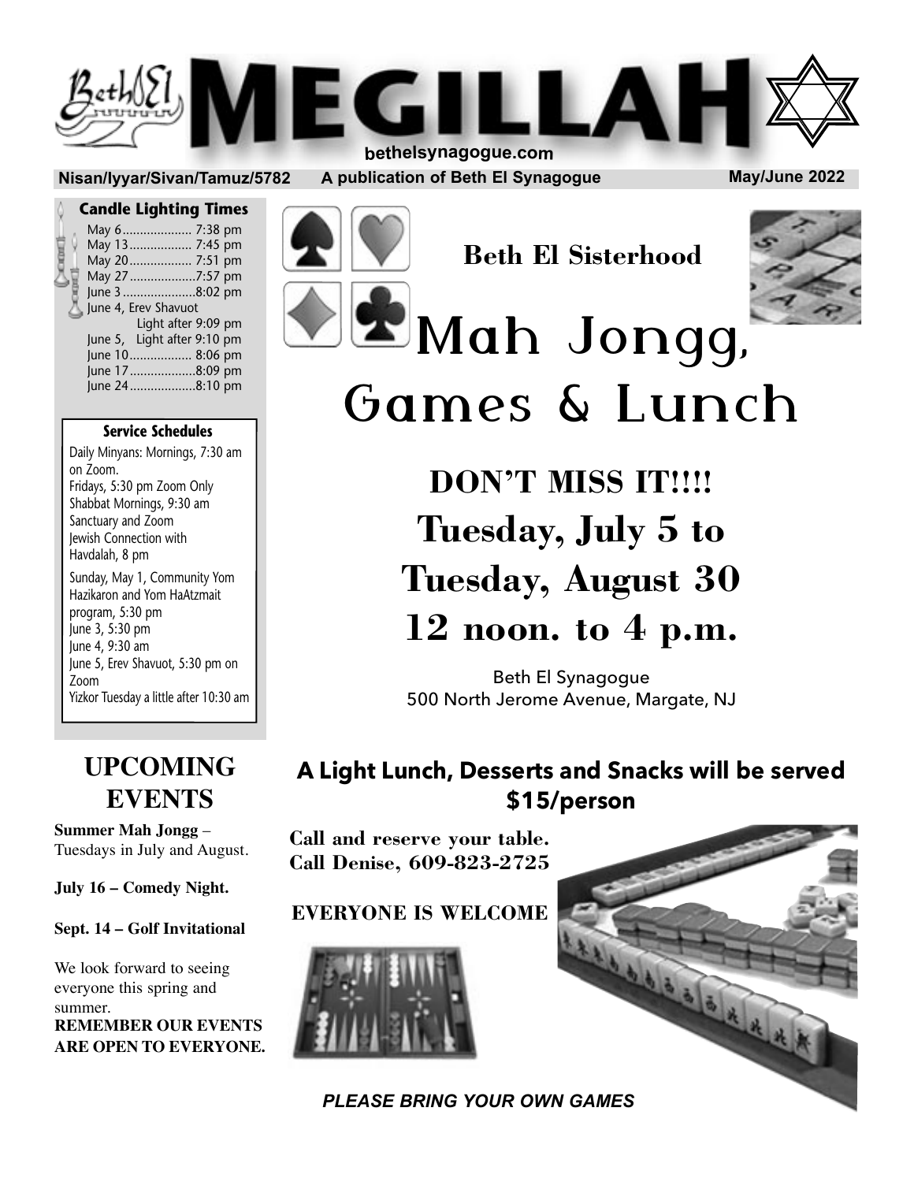# MEGILLAH

bethelsynagogue.com

**Nisan/Iyyar/Sivan/Tamuz/5782** | **A publication of Beth El Synagogue** | **May/June 2022**

### Candle Lighting Times

- May 6 .................... 7:38 pm
- May 13 .................. 7:45 pm
- May 20 .................. 7:51 pm
- May 27 ...................7:57 pm
- June 3 .....................8:02 pm
- June 4, Erev Shavuot Light after 9:09 pm
- June 5, Light after 9:10 pm
- June 10 .................. 8:06 pm
- June 17 ...................8:09 pm
- June 24 ...................8:10 pm

### Service Schedules

Daily Minyans: Mornings, 7:30 am on Zoom.
Fridays, 5:30 pm Zoom Only
Shabbat Mornings, 9:30 am Sanctuary and Zoom
Jewish Connection with Havdalah, 8 pm

Sunday, May 1, Community Yom Hazikaron and Yom HaAtzmait program, 5:30 pm
June 3, 5:30 pm
June 4, 9:30 am
June 5, Erev Shavuot, 5:30 pm on Zoom
Yizkor Tuesday a little after 10:30 am

## UPCOMING EVENTS

**Summer Mah Jongg** – Tuesdays in July and August.

**July 16 – Comedy Night.**

**Sept. 14 – Golf Invitational**

We look forward to seeing everyone this spring and summer.
**REMEMBER OUR EVENTS ARE OPEN TO EVERYONE.**

## Beth El Sisterhood

# Mah Jongg, Games & Lunch

## DON'T MISS IT!!!!
## Tuesday, July 5 to Tuesday, August 30
## 12 noon. to 4 p.m.

Beth El Synagogue
500 North Jerome Avenue, Margate, NJ

**A Light Lunch, Desserts and Snacks will be served $15/person**

**Call and reserve your table. Call Denise, 609-823-2725**

**EVERYONE IS WELCOME**

***PLEASE BRING YOUR OWN GAMES***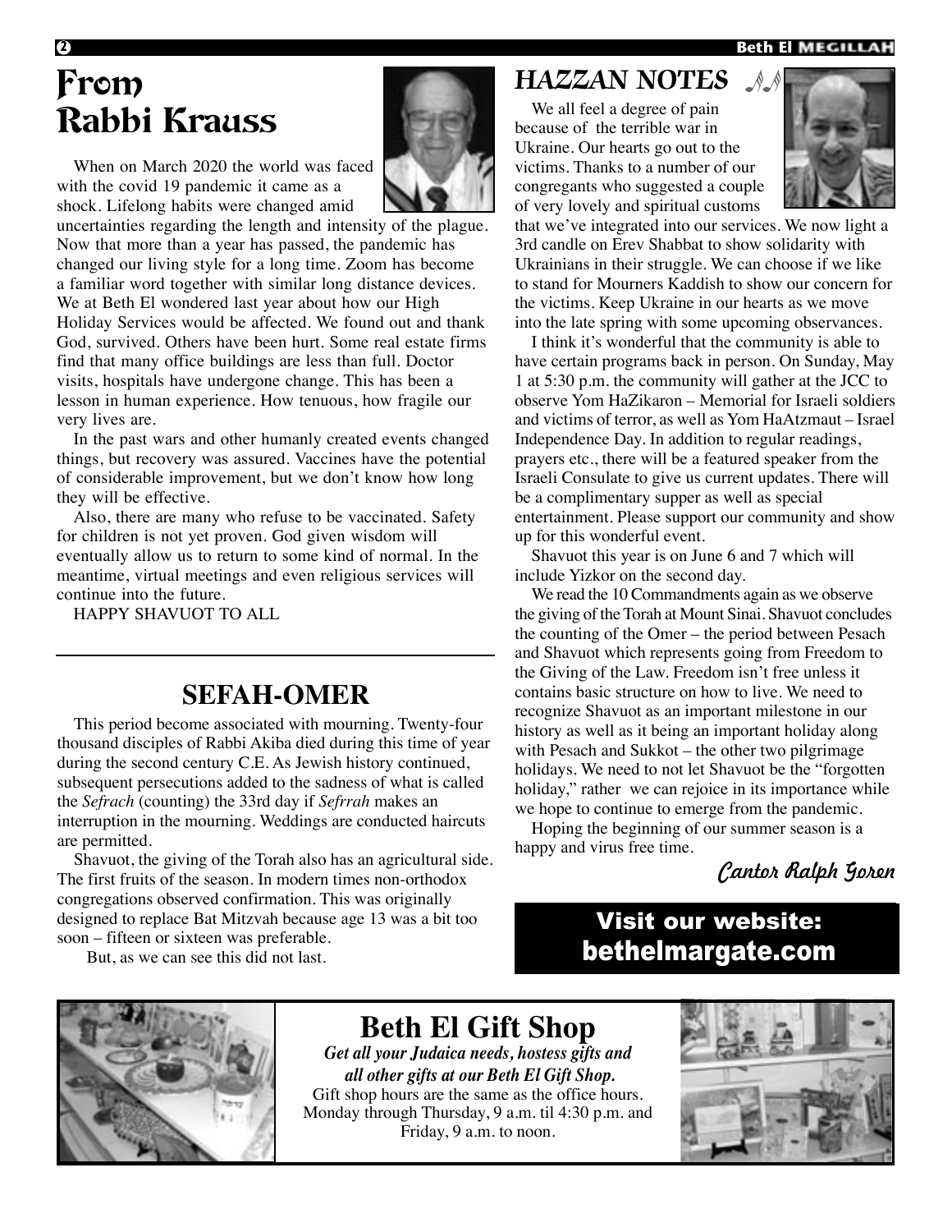# From Rabbi Krauss

When on March 2020 the world was faced with the covid 19 pandemic it came as a shock. Lifelong habits were changed amid uncertainties regarding the length and intensity of the plague. Now that more than a year has passed, the pandemic has changed our living style for a long time. Zoom has become a familiar word together with similar long distance devices. We at Beth El wondered last year about how our High Holiday Services would be affected. We found out and thank God, survived. Others have been hurt. Some real estate firms find that many office buildings are less than full. Doctor visits, hospitals have undergone change. This has been a lesson in human experience. How tenuous, how fragile our very lives are.

In the past wars and other humanly created events changed things, but recovery was assured. Vaccines have the potential of considerable improvement, but we don't know how long they will be effective.

Also, there are many who refuse to be vaccinated. Safety for children is not yet proven. God given wisdom will eventually allow us to return to some kind of normal. In the meantime, virtual meetings and even religious services will continue into the future.

HAPPY SHAVUOT TO ALL

## SEFAH-OMER

This period become associated with mourning. Twenty-four thousand disciples of Rabbi Akiba died during this time of year during the second century C.E. As Jewish history continued, subsequent persecutions added to the sadness of what is called the *Sefrach* (counting) the 33rd day if *Sefrrah* makes an interruption in the mourning. Weddings are conducted haircuts are permitted.

Shavuot, the giving of the Torah also has an agricultural side. The first fruits of the season. In modern times non-orthodox congregations observed confirmation. This was originally designed to replace Bat Mitzvah because age 13 was a bit too soon – fifteen or sixteen was preferable.

But, as we can see this did not last.

## *HAZZAN NOTES*

We all feel a degree of pain because of the terrible war in Ukraine. Our hearts go out to the victims. Thanks to a number of our congregants who suggested a couple of very lovely and spiritual customs that we've integrated into our services. We now light a 3rd candle on Erev Shabbat to show solidarity with Ukrainians in their struggle. We can choose if we like to stand for Mourners Kaddish to show our concern for the victims. Keep Ukraine in our hearts as we move into the late spring with some upcoming observances.

I think it's wonderful that the community is able to have certain programs back in person. On Sunday, May 1 at 5:30 p.m. the community will gather at the JCC to observe Yom HaZikaron – Memorial for Israeli soldiers and victims of terror, as well as Yom HaAtzmaut – Israel Independence Day. In addition to regular readings, prayers etc., there will be a featured speaker from the Israeli Consulate to give us current updates. There will be a complimentary supper as well as special entertainment. Please support our community and show up for this wonderful event.

Shavuot this year is on June 6 and 7 which will include Yizkor on the second day.

We read the 10 Commandments again as we observe the giving of the Torah at Mount Sinai. Shavuot concludes the counting of the Omer – the period between Pesach and Shavuot which represents going from Freedom to the Giving of the Law. Freedom isn't free unless it contains basic structure on how to live. We need to recognize Shavuot as an important milestone in our history as well as it being an important holiday along with Pesach and Sukkot – the other two pilgrimage holidays. We need to not let Shavuot be the "forgotten holiday," rather we can rejoice in its importance while we hope to continue to emerge from the pandemic.

Hoping the beginning of our summer season is a happy and virus free time.

*Cantor Ralph Goren*

**Visit our website: bethelmargate.com**

## Beth El Gift Shop

***Get all your Judaica needs, hostess gifts and all other gifts at our Beth El Gift Shop.***

Gift shop hours are the same as the office hours. Monday through Thursday, 9 a.m. til 4:30 p.m. and Friday, 9 a.m. to noon.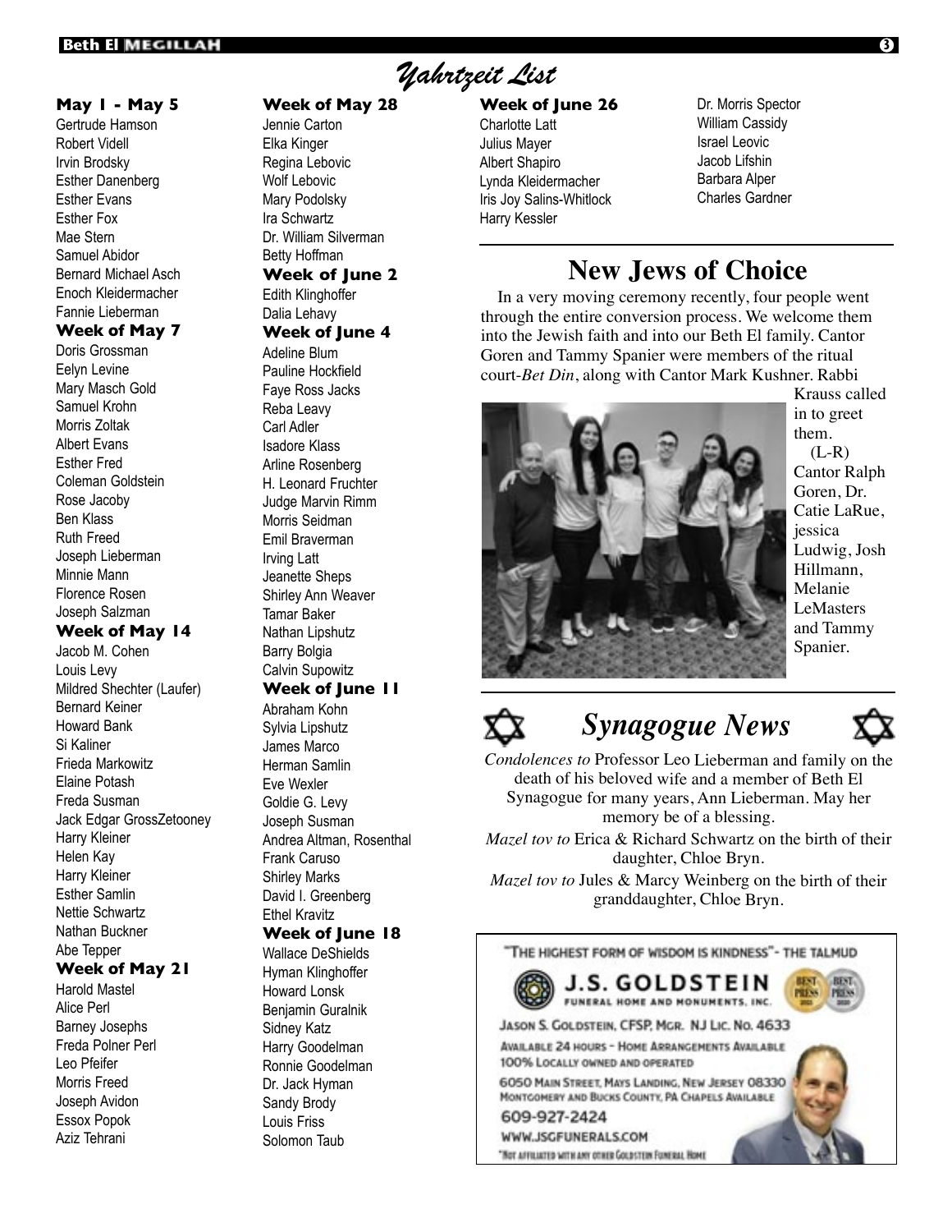# *Yahrtzeit List*

**May 1 - May 5**

Gertrude Hamson
Robert Videll
Irvin Brodsky
Esther Danenberg
Esther Evans
Esther Fox
Mae Stern
Samuel Abidor
Bernard Michael Asch
Enoch Kleidermacher
Fannie Lieberman

**Week of May 7**

Doris Grossman
Eelyn Levine
Mary Masch Gold
Samuel Krohn
Morris Zoltak
Albert Evans
Esther Fred
Coleman Goldstein
Rose Jacoby
Ben Klass
Ruth Freed
Joseph Lieberman
Minnie Mann
Florence Rosen
Joseph Salzman

**Week of May 14**

Jacob M. Cohen
Louis Levy
Mildred Shechter (Laufer)
Bernard Keiner
Howard Bank
Si Kaliner
Frieda Markowitz
Elaine Potash
Freda Susman
Jack Edgar GrossZetooney
Harry Kleiner
Helen Kay
Harry Kleiner
Esther Samlin
Nettie Schwartz
Nathan Buckner
Abe Tepper

**Week of May 21**

Harold Mastel
Alice Perl
Barney Josephs
Freda Polner Perl
Leo Pfeifer
Morris Freed
Joseph Avidon
Essox Popok
Aziz Tehrani

**Week of May 28**

Jennie Carton
Elka Kinger
Regina Lebovic
Wolf Lebovic
Mary Podolsky
Ira Schwartz
Dr. William Silverman
Betty Hoffman

**Week of June 2**

Edith Klinghoffer
Dalia Lehavy

**Week of June 4**

Adeline Blum
Pauline Hockfield
Faye Ross Jacks
Reba Leavy
Carl Adler
Isadore Klass
Arline Rosenberg
H. Leonard Fruchter
Judge Marvin Rimm
Morris Seidman
Emil Braverman
Irving Latt
Jeanette Sheps
Shirley Ann Weaver
Tamar Baker
Nathan Lipshutz
Barry Bolgia
Calvin Supowitz

**Week of June 11**

Abraham Kohn
Sylvia Lipshutz
James Marco
Herman Samlin
Eve Wexler
Goldie G. Levy
Joseph Susman
Andrea Altman, Rosenthal
Frank Caruso
Shirley Marks
David I. Greenberg
Ethel Kravitz

**Week of June 18**

Wallace DeShields
Hyman Klinghoffer
Howard Lonsk
Benjamin Guralnik
Sidney Katz
Harry Goodelman
Ronnie Goodelman
Dr. Jack Hyman
Sandy Brody
Louis Friss
Solomon Taub

**Week of June 26**

Charlotte Latt
Julius Mayer
Albert Shapiro
Lynda Kleidermacher
Iris Joy Salins-Whitlock
Harry Kessler
Dr. Morris Spector
William Cassidy
Israel Leovic
Jacob Lifshin
Barbara Alper
Charles Gardner

## New Jews of Choice

In a very moving ceremony recently, four people went through the entire conversion process. We welcome them into the Jewish faith and into our Beth El family. Cantor Goren and Tammy Spanier were members of the ritual court-*Bet Din*, along with Cantor Mark Kushner. Rabbi Krauss called in to greet them.

(L-R) Cantor Ralph Goren, Dr. Catie LaRue, jessica Ludwig, Josh Hillmann, Melanie LeMasters and Tammy Spanier.

## *Synagogue News*

*Condolences to* Professor Leo Lieberman and family on the death of his beloved wife and a member of Beth El Synagogue for many years, Ann Lieberman. May her memory be of a blessing.

*Mazel tov to* Erica & Richard Schwartz on the birth of their daughter, Chloe Bryn.

*Mazel tov to* Jules & Marcy Weinberg on the birth of their granddaughter, Chloe Bryn.

"THE HIGHEST FORM OF WISDOM IS KINDNESS" - THE TALMUD

**J.S. GOLDSTEIN**
FUNERAL HOME AND MONUMENTS, INC.

JASON S. GOLDSTEIN, CFSP, MGR. NJ LIC. NO. 4633

AVAILABLE 24 HOURS - HOME ARRANGEMENTS AVAILABLE
100% LOCALLY OWNED AND OPERATED

6050 MAIN STREET, MAYS LANDING, NEW JERSEY 08330
MONTGOMERY AND BUCKS COUNTY, PA CHAPELS AVAILABLE

609-927-2424

WWW.JSGFUNERALS.COM

*NOT AFFILIATED WITH ANY OTHER GOLDSTEIN FUNERAL HOME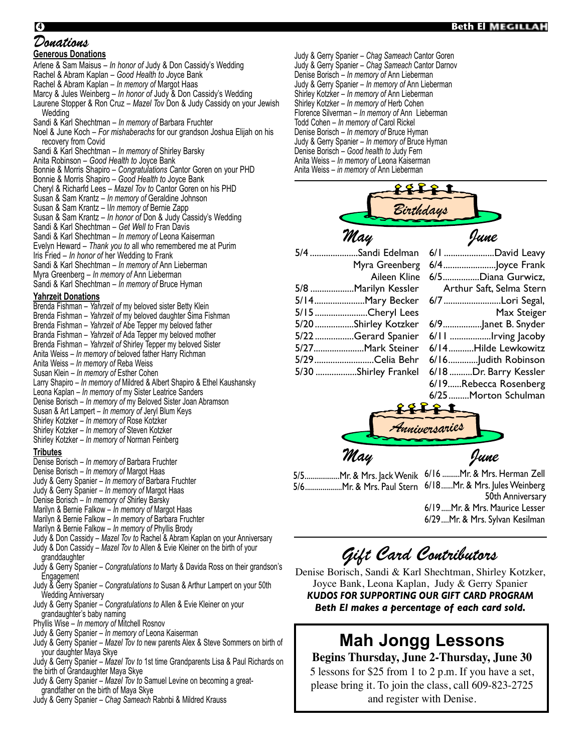# Donations

### Generous Donations

Arlene & Sam Maisus – *In honor of* Judy & Don Cassidy's Wedding
Rachel & Abram Kaplan – *Good Health to* Joyce Bank
Rachel & Abram Kaplan – *In memory of* Margot Haas
Marcy & Jules Weinberg – *In honor of* Judy & Don Cassidy's Wedding
Laurene Stopper & Ron Cruz – *Mazel Tov* Don & Judy Cassidy on your Jewish Wedding
Sandi & Karl Shechtman – *In memory of* Barbara Fruchter
Noel & June Koch – *For mishaberachs* for our grandson Joshua Elijah on his recovery from Covid
Sandi & Karl Shechtman – *In memory of* Shirley Barsky
Anita Robinson – *Good Health to* Joyce Bank
Bonnie & Morris Shapiro – *Congratulations* Cantor Goren on your PHD
Bonnie & Morris Shapiro – *Good Health to* Joyce Bank
Cheryl & Richarfd Lees – *Mazel Tov to* Cantor Goren on his PHD
Susan & Sam Krantz – *In memory of* Geraldine Johnson
Susan & Sam Krantz – I*In memory of* Bernie Zapp
Susan & Sam Krantz – *In honor of* Don & Judy Cassidy's Wedding
Sandi & Karl Shechtman – *Get Well to* Fran Davis
Sandi & Karl Shechtman – *In memory of* Leona Kaiserman
Evelyn Heward – *Thank you to* all who remembered me at Purim
Iris Fried – *In honor of* her Wedding to Frank
Sandi & Karl Shechtman – *In memory of* Ann Lieberman
Myra Greenberg – *In memory of* Ann Lieberman
Sandi & Karl Shechtman – *In memory of* Bruce Hyman

### Yahrzeit Donations

Brenda Fishman – *Yahrzeit of* my beloved sister Betty Klein
Brenda Fishman – *Yahrzeit of* my beloved daughter Sima Fishman
Brenda Fishman – *Yahrzeit of* Abe Tepper my beloved father
Branda Fishman – *Yahrzeit of* Ada Tepper my beloved mother
Brenda Fishman – *Yahrzeit of* Shirley Tepper my beloved Sister
Anita Weiss – *In memory of* beloved father Harry Richman
Anita Weiss – *In memory of* Reba Weiss
Susan Klein – *In memory of* Esther Cohen
Larry Shapiro – *In memory of* Mildred & Albert Shapiro & Ethel Kaushansky
Leona Kaplan – *In memory of* my Sister Leatrice Sanders
Denise Borisch – *In memory of* my Beloved Sister Joan Abramson
Susan & Art Lampert – *In memory of* Jeryl Blum Keys
Shirley Kotzker – *In memory of* Rose Kotzker
Shirley Kotzker – *In memory of* Steven Kotzker
Shirley Kotzker – *In memory of* Norman Feinberg

### Tributes

Denise Borisch – *In memory of* Barbara Fruchter
Denise Borisch – *In memory of* Margot Haas
Judy & Gerry Spanier – *In memory of* Barbara Fruchter
Judy & Gerry Spanier – *In memory of* Margot Haas
Denise Borisch – *In memory of* Shirley Barsky
Marilyn & Bernie Falkow – *In memory of* Margot Haas
Marilyn & Bernie Falkow – *In memory of* Barbara Fruchter
Marilyn & Bernie Falkow – *In memory of* Phyllis Brody
Judy & Don Cassidy – *Mazel Tov to* Rachel & Abram Kaplan on your Anniversary
Judy & Don Cassidy – *Mazel Tov to* Allen & Evie Kleiner on the birth of your granddaughter
Judy & Gerry Spanier – *Congratulations to* Marty & Davida Ross on their grandson's Engagement
Judy & Gerry Spanier – *Congratulations to* Susan & Arthur Lampert on your 50th Wedding Anniversary
Judy & Gerry Spanier – *Congratulations to* Allen & Evie Kleiner on your grandaughter's baby naming
Phyllis Wise – *In memory of* Mitchell Rosnov
Judy & Gerry Spanier – *In memory of* Leona Kaiserman
Judy & Gerry Spanier – *Mazel Tov to* new parents Alex & Steve Sommers on birth of your daughter Maya Skye
Judy & Gerry Spanier – *Mazel Tov to* 1st time Grandparents Lisa & Paul Richards on the birth of Grandaughter Maya Skye
Judy & Gerry Spanier – *Mazel Tov to* Samuel Levine on becoming a great-grandfather on the birth of Maya Skye
Judy & Gerry Spanier – *Chag Sameach* Rabnbi & Mildred Krauss
Judy & Gerry Spanier – *Chag Sameach* Cantor Goren
Judy & Gerry Spanier – *Chag Sameach* Cantor Darnov
Denise Borisch – *In memory of* Ann Lieberman
Judy & Gerry Spanier – *In memory of* Ann Lieberman
Shirley Kotzker – *In memory of* Ann Lieberman
Shirley Kotzker – *In memory of* Herb Cohen
Florence Silverman – *In memory of* Ann Lieberman
Todd Cohen – *In memory of* Carol Rickel
Denise Borisch – *In memory of* Bruce Hyman
Judy & Gerry Spanier – *In memory of* Bruce Hyman
Denise Borisch – *Good health to* Judy Fern
Anita Weiss – *In memory of* Leona Kaiserman
Anita Weiss – *in memory of* Ann Lieberman

## Birthdays

### May

5/4 Sandi Edelman, Myra Greenberg, Aileen Kline
5/8 Marilyn Kessler
5/14 Mary Becker
5/15 Cheryl Lees
5/20 Shirley Kotzker
5/22 Gerard Spanier
5/27 Mark Steiner
5/29 Celia Behr
5/30 Shirley Frankel

### June

6/1 David Leavy
6/4 Joyce Frank
6/5 Diana Gurwicz, Arthur Saft, Selma Stern
6/7 Lori Segal, Max Steiger
6/9 Janet B. Snyder
6/11 Irving Jacoby
6/14 Hilde Lewkowitz
6/16 Judith Robinson
6/18 Dr. Barry Kessler
6/19 Rebecca Rosenberg
6/25 Morton Schulman

## Anniversaries

### May

5/5 Mr. & Mrs. Jack Wenik
5/6 Mr. & Mrs. Paul Stern

### June

6/16 Mr. & Mrs. Herman Zell
6/18 Mr. & Mrs. Jules Weinberg 50th Anniversary
6/19 Mr. & Mrs. Maurice Lesser
6/29 Mr. & Mrs. Sylvan Kesilman

## Gift Card Contributors

Denise Borisch, Sandi & Karl Shechtman, Shirley Kotzker, Joyce Bank, Leona Kaplan, Judy & Gerry Spanier

***KUDOS FOR SUPPORTING OUR GIFT CARD PROGRAM***
***Beth El makes a percentage of each card sold.***

## Mah Jongg Lessons

**Begins Thursday, June 2-Thursday, June 30**

5 lessons for $25 from 1 to 2 p.m. If you have a set, please bring it. To join the class, call 609-823-2725 and register with Denise.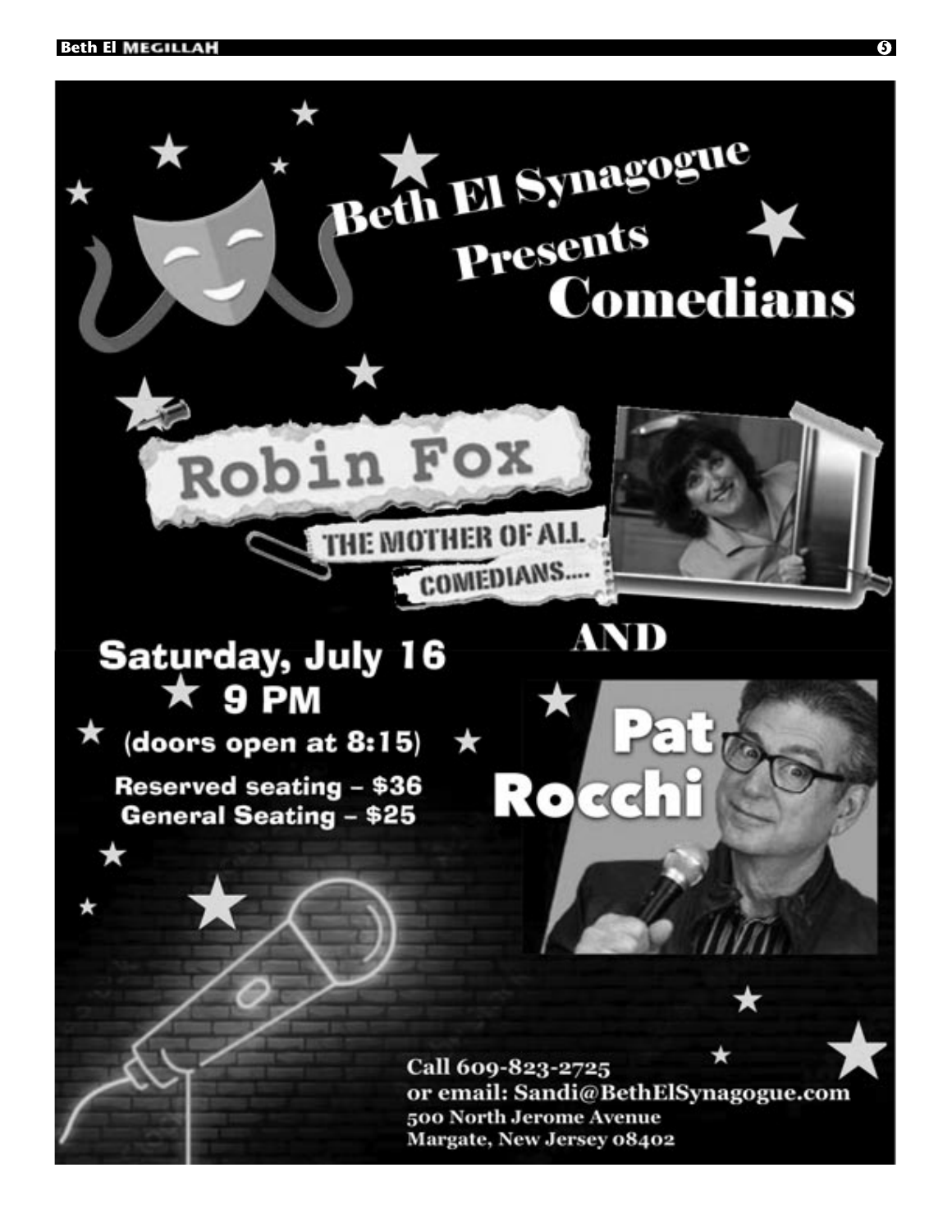# Beth El Synagogue Presents Comedians

## Robin Fox

THE MOTHER OF ALL COMEDIANS....

AND

## Pat Rocchi

**Saturday, July 16**

**9 PM**

**(doors open at 8:15)**

**Reserved seating – $36**

**General Seating – $25**

Call 609-823-2725
or email: Sandi@BethElSynagogue.com
500 North Jerome Avenue
Margate, New Jersey 08402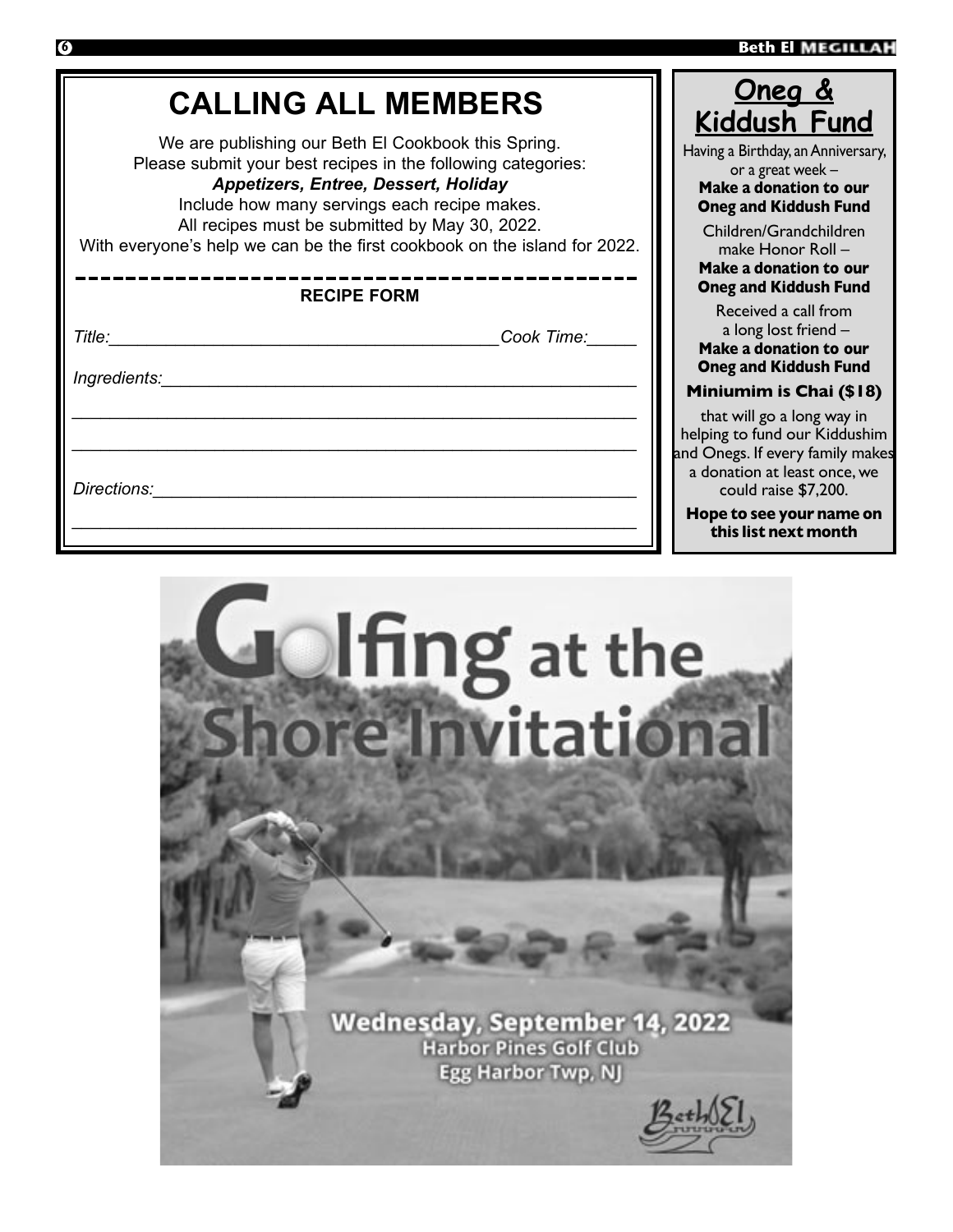# CALLING ALL MEMBERS

We are publishing our Beth El Cookbook this Spring.
Please submit your best recipes in the following categories:
***Appetizers, Entree, Dessert, Holiday***
Include how many servings each recipe makes.
All recipes must be submitted by May 30, 2022.
With everyone's help we can be the first cookbook on the island for 2022.

---

**RECIPE FORM**

*Title:*________________________________________*Cook Time:*_____

*Ingredients:*____________________________________________

____________________________________________________________

____________________________________________________________

*Directions:*____________________________________________

____________________________________________________________

## Oneg & Kiddush Fund

Having a Birthday, an Anniversary, or a great week –
**Make a donation to our Oneg and Kiddush Fund**

Children/Grandchildren make Honor Roll –
**Make a donation to our Oneg and Kiddush Fund**

Received a call from a long lost friend –
**Make a donation to our Oneg and Kiddush Fund**

**Miniumim is Chai ($18)**

that will go a long way in helping to fund our Kiddushim and Onegs. If every family makes a donation at least once, we could raise $7,200.

**Hope to see your name on this list next month**

# Golfing at the Shore Invitational

**Wednesday, September 14, 2022**
**Harbor Pines Golf Club**
**Egg Harbor Twp, NJ**

Beth El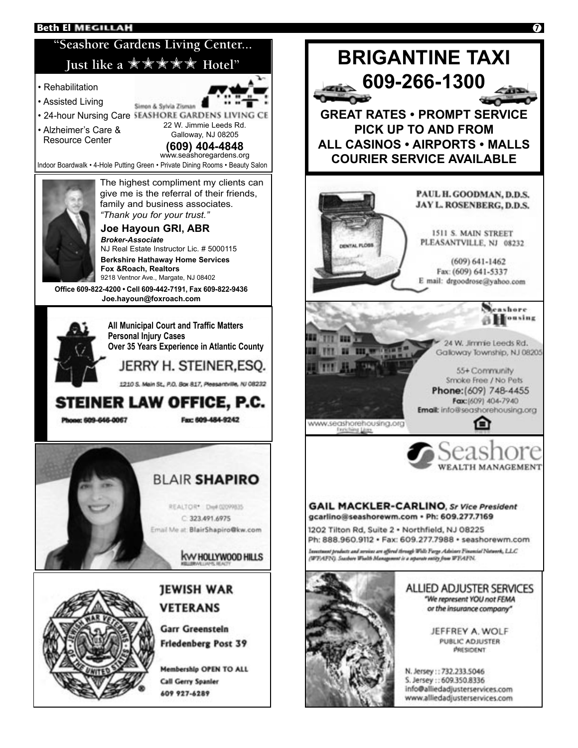## "Seashore Gardens Living Center... Just like a ★★★★★ Hotel"

- Rehabilitation
- Assisted Living
- 24-hour Nursing Care
- Alzheimer's Care & Resource Center

Simon & Sylvia Zisman SEASHORE GARDENS LIVING CE

22 W. Jimmie Leeds Rd.
Galloway, NJ 08205

**(609) 404-4848**
www.seashoregardens.org

Indoor Boardwalk • 4-Hole Putting Green • Private Dining Rooms • Beauty Salon

---

The highest compliment my clients can give me is the referral of their friends, family and business associates.
*"Thank you for your trust."*

**Joe Hayoun GRI, ABR**
***Broker-Associate***
NJ Real Estate Instructor Lic. # 5000115
**Berkshire Hathaway Home Services**
**Fox &Roach, Realtors**
9218 Ventnor Ave., Margate, NJ 08402

**Office 609-822-4200 • Cell 609-442-7191, Fax 609-822-9436**
**Joe.hayoun@foxroach.com**

---

**All Municipal Court and Traffic Matters**
**Personal Injury Cases**
**Over 35 Years Experience in Atlantic County**

JERRY H. STEINER,ESQ.

1210 S. Main St., P.O. Box 817, Pleasantville, NJ 08232

## STEINER LAW OFFICE, P.C.

Phone: 609-646-0067 Fax: 609-484-9242

---

BLAIR **SHAPIRO**

REALTOR® Dre# 02099835
C: 323.491.6975
Email Me at: BlairShapiro@kw.com

kw HOLLYWOOD HILLS
KELLERWILLIAMS. REALTY

---

**JEWISH WAR VETERANS**

**Garr Greenstein Friedenberg Post 39**

**Membership OPEN TO ALL**
**Call Gerry Spanier**
**609 927-6289**

---

# BRIGANTINE TAXI
# 609-266-1300

**GREAT RATES • PROMPT SERVICE**
**PICK UP TO AND FROM**
**ALL CASINOS • AIRPORTS • MALLS**
**COURIER SERVICE AVAILABLE**

---

**PAUL H. GOODMAN, D.D.S.**
**JAY L. ROSENBERG, D.D.S.**

1511 S. MAIN STREET
PLEASANTVILLE, NJ 08232

(609) 641-1462
Fax: (609) 641-5337
E mail: drgoodrose@yahoo.com

---

Seashore Housing

24 W. Jimmie Leeds Rd.
Galloway Township, NJ 08205

55+ Community
Smoke Free / No Pets
**Phone:** (609) 748-4455
**Fax:** (609) 404-7940
**Email:** info@seashorehousing.org

www.seashorehousing.org
Enriching Lives

---

Seashore WEALTH MANAGEMENT

**GAIL MACKLER-CARLINO,** ***Sr Vice President***
**gcarlino@seashorewm.com • Ph: 609.277.7169**

1202 Tilton Rd, Suite 2 • Northfield, NJ 08225
Ph: 888.960.9112 • Fax: 609.277.7988 • seashorewm.com

*Investment products and services are offered through Wells Fargo Advisors Financial Network, LLC (WFAFN). Seashore Wealth Management is a separate entity from WFAFN.*

---

ALLIED ADJUSTER SERVICES
*"We represent YOU not FEMA or the insurance company"*

JEFFREY A. WOLF
PUBLIC ADJUSTER
PRESIDENT

N. Jersey :: 732.233.5046
S. Jersey :: 609.350.8336
info@alliedadjusterservices.com
www.alliedadjusterservices.com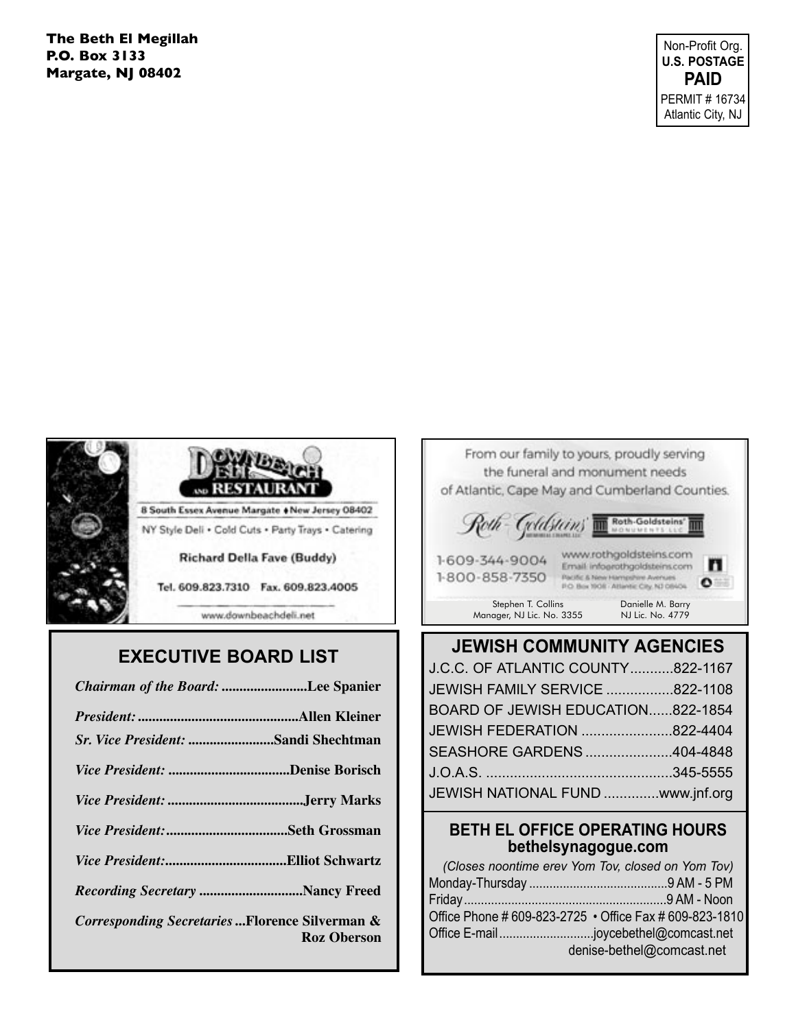**The Beth El Megillah**
**P.O. Box 3133**
**Margate, NJ 08402**

Non-Profit Org.
**U.S. POSTAGE**
**PAID**
PERMIT # 16734
Atlantic City, NJ

**DOWNBEACH DELI AND RESTAURANT**

8 South Essex Avenue Margate • New Jersey 08402

NY Style Deli • Cold Cuts • Party Trays • Catering

Richard Della Fave (Buddy)

Tel. 609.823.7310 Fax. 609.823.4005

www.downbeachdeli.net

From our family to yours, proudly serving the funeral and monument needs of Atlantic, Cape May and Cumberland Counties.

Roth-Goldsteins' Roth-Goldsteins' Monuments LLC

1-609-344-9004
1-800-858-7350

www.rothgoldsteins.com
Email: info@rothgoldsteins.com
Pacific & New Hampshire Avenues
P.O. Box 1906 · Atlantic City, NJ 08404

Stephen T. Collins
Manager, NJ Lic. No. 3355

Danielle M. Barry
NJ Lic. No. 4779

## EXECUTIVE BOARD LIST

*Chairman of the Board:* ........................**Lee Spanier**

*President:* .............................................**Allen Kleiner**

*Sr. Vice President:* ........................**Sandi Shechtman**

*Vice President:* .................................**Denise Borisch**

*Vice President:* ......................................**Jerry Marks**

*Vice President:*..................................**Seth Grossman**

*Vice President:*..................................**Elliot Schwartz**

*Recording Secretary* .............................**Nancy Freed**

*Corresponding Secretaries* ...**Florence Silverman & Roz Oberson**

## JEWISH COMMUNITY AGENCIES

J.C.C. OF ATLANTIC COUNTY...........822-1167
JEWISH FAMILY SERVICE .................822-1108
BOARD OF JEWISH EDUCATION......822-1854
JEWISH FEDERATION .......................822-4404
SEASHORE GARDENS ......................404-4848
J.O.A.S. ...............................................345-5555
JEWISH NATIONAL FUND ..............www.jnf.org

### BETH EL OFFICE OPERATING HOURS
**bethelsynagogue.com**

*(Closes noontime erev Yom Tov, closed on Yom Tov)*

Monday-Thursday ........................................9 AM - 5 PM
Friday...........................................................9 AM - Noon
Office Phone # 609-823-2725 • Office Fax # 609-823-1810
Office E-mail...........................joycebethel@comcast.net
denise-bethel@comcast.net